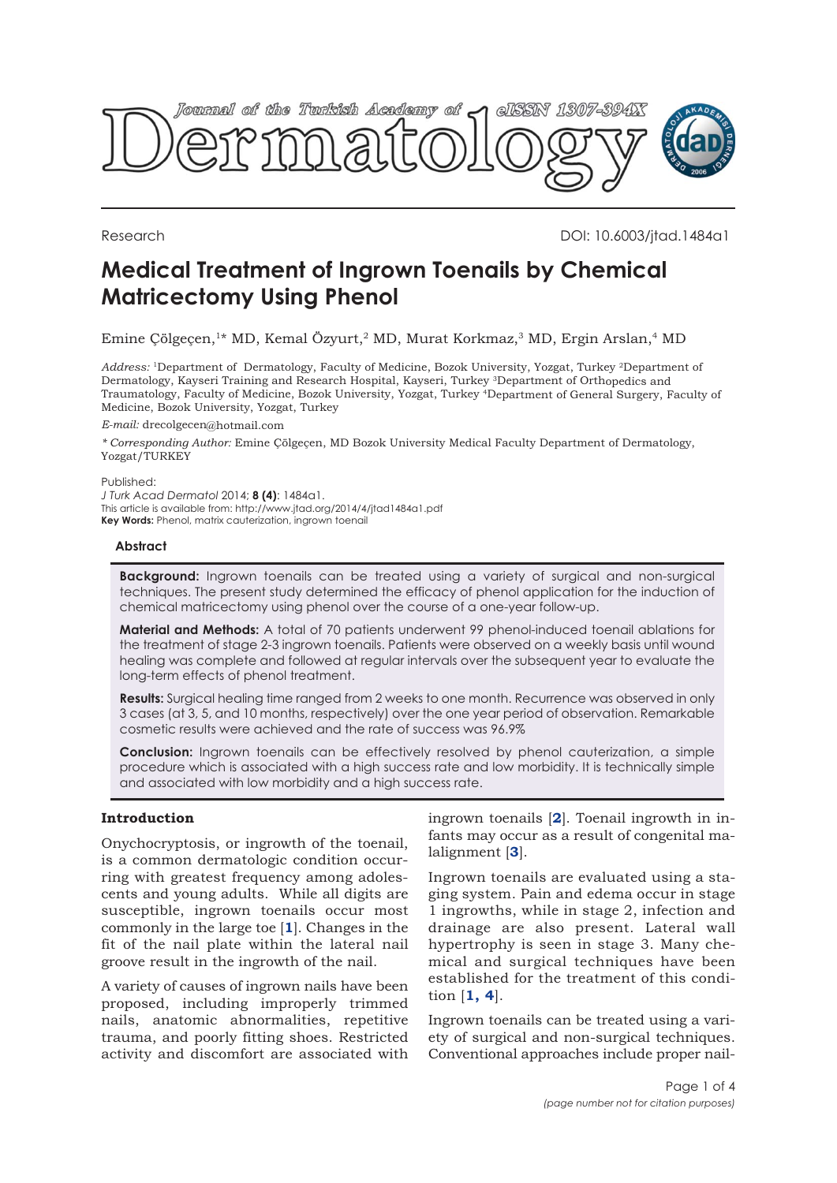Research

DOI: 10.6003/jtad.1484a1

# Medical Treatment of Ingrown Toenails by Chemical Matricectomy Using Phenol

Emine Çölgeçen,[1]* MD, Kemal Özyurt,[2] MD, Murat Korkmaz,[3] MD, Ergin Arslan,[4] MD

*Address:* [1]Department of Dermatology, Faculty of Medicine, Bozok University, Yozgat, Turkey [2]Department of Dermatology, Kayseri Training and Research Hospital, Kayseri, Turkey [3]Department of Orthopedics and Traumatology, Faculty of Medicine, Bozok University, Yozgat, Turkey [4]Department of General Surgery, Faculty of Medicine, Bozok University, Yozgat, Turkey

*E-mail:* drecolgecen@hotmail.com

*\* Corresponding Author:* Emine Çölgeçen, MD Bozok University Medical Faculty Department of Dermatology, Yozgat/TURKEY

Published:
*J Turk Acad Dermatol* 2014; **8 (4)**: 1484a1.
This article is available from: http://www.jtad.org/2014/4/jtad1484a1.pdf
**Key Words:** Phenol, matrix cauterization, ingrown toenail

## Abstract

**Background:** Ingrown toenails can be treated using a variety of surgical and non-surgical techniques. The present study determined the efficacy of phenol application for the induction of chemical matricectomy using phenol over the course of a one-year follow-up.

**Material and Methods:** A total of 70 patients underwent 99 phenol-induced toenail ablations for the treatment of stage 2-3 ingrown toenails. Patients were observed on a weekly basis until wound healing was complete and followed at regular intervals over the subsequent year to evaluate the long-term effects of phenol treatment.

**Results:** Surgical healing time ranged from 2 weeks to one month. Recurrence was observed in only 3 cases (at 3, 5, and 10 months, respectively) over the one year period of observation. Remarkable cosmetic results were achieved and the rate of success was 96.9%

**Conclusion:** Ingrown toenails can be effectively resolved by phenol cauterization, a simple procedure which is associated with a high success rate and low morbidity. It is technically simple and associated with low morbidity and a high success rate.

## Introduction

Onychocryptosis, or ingrowth of the toenail, is a common dermatologic condition occurring with greatest frequency among adolescents and young adults. While all digits are susceptible, ingrown toenails occur most commonly in the large toe [1]. Changes in the fit of the nail plate within the lateral nail groove result in the ingrowth of the nail.

A variety of causes of ingrown nails have been proposed, including improperly trimmed nails, anatomic abnormalities, repetitive trauma, and poorly fitting shoes. Restricted activity and discomfort are associated with ingrown toenails [2]. Toenail ingrowth in infants may occur as a result of congenital malalignment [3].

Ingrown toenails are evaluated using a staging system. Pain and edema occur in stage 1 ingrowths, while in stage 2, infection and drainage are also present. Lateral wall hypertrophy is seen in stage 3. Many chemical and surgical techniques have been established for the treatment of this condition [1, 4].

Ingrown toenails can be treated using a variety of surgical and non-surgical techniques. Conventional approaches include proper nail-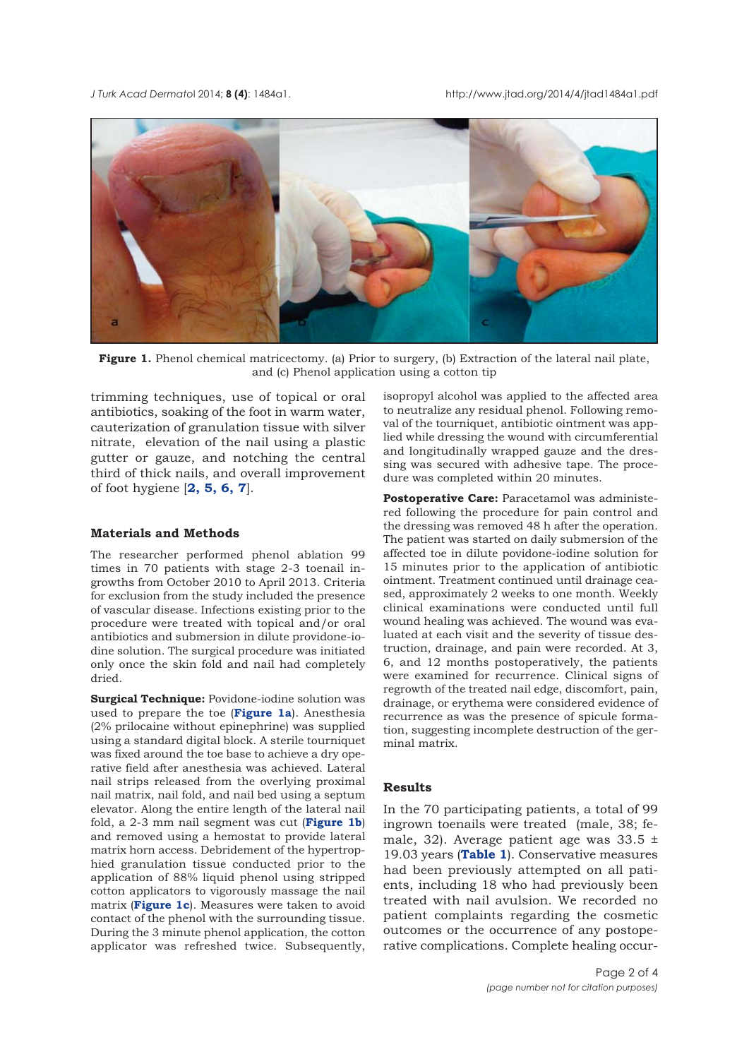**Figure 1.** Phenol chemical matricectomy. (a) Prior to surgery, (b) Extraction of the lateral nail plate, and (c) Phenol application using a cotton tip

trimming techniques, use of topical or oral antibiotics, soaking of the foot in warm water, cauterization of granulation tissue with silver nitrate, elevation of the nail using a plastic gutter or gauze, and notching the central third of thick nails, and overall improvement of foot hygiene [**2, 5, 6, 7**].

### Materials and Methods

The researcher performed phenol ablation 99 times in 70 patients with stage 2-3 toenail ingrowths from October 2010 to April 2013. Criteria for exclusion from the study included the presence of vascular disease. Infections existing prior to the procedure were treated with topical and/or oral antibiotics and submersion in dilute providone-iodine solution. The surgical procedure was initiated only once the skin fold and nail had completely dried.

**Surgical Technique:** Povidone-iodine solution was used to prepare the toe (**Figure 1a**). Anesthesia (2% prilocaine without epinephrine) was supplied using a standard digital block. A sterile tourniquet was fixed around the toe base to achieve a dry operative field after anesthesia was achieved. Lateral nail strips released from the overlying proximal nail matrix, nail fold, and nail bed using a septum elevator. Along the entire length of the lateral nail fold, a 2-3 mm nail segment was cut (**Figure 1b**) and removed using a hemostat to provide lateral matrix horn access. Debridement of the hypertrophied granulation tissue conducted prior to the application of 88% liquid phenol using stripped cotton applicators to vigorously massage the nail matrix (**Figure 1c**). Measures were taken to avoid contact of the phenol with the surrounding tissue. During the 3 minute phenol application, the cotton applicator was refreshed twice. Subsequently, isopropyl alcohol was applied to the affected area to neutralize any residual phenol. Following removal of the tourniquet, antibiotic ointment was applied while dressing the wound with circumferential and longitudinally wrapped gauze and the dressing was secured with adhesive tape. The procedure was completed within 20 minutes.

**Postoperative Care:** Paracetamol was administered following the procedure for pain control and the dressing was removed 48 h after the operation. The patient was started on daily submersion of the affected toe in dilute povidone-iodine solution for 15 minutes prior to the application of antibiotic ointment. Treatment continued until drainage ceased, approximately 2 weeks to one month. Weekly clinical examinations were conducted until full wound healing was achieved. The wound was evaluated at each visit and the severity of tissue destruction, drainage, and pain were recorded. At 3, 6, and 12 months postoperatively, the patients were examined for recurrence. Clinical signs of regrowth of the treated nail edge, discomfort, pain, drainage, or erythema were considered evidence of recurrence as was the presence of spicule formation, suggesting incomplete destruction of the germinal matrix.

### Results

In the 70 participating patients, a total of 99 ingrown toenails were treated (male, 38; female, 32). Average patient age was 33.5 ± 19.03 years (**Table 1**). Conservative measures had been previously attempted on all patients, including 18 who had previously been treated with nail avulsion. We recorded no patient complaints regarding the cosmetic outcomes or the occurrence of any postoperative complications. Complete healing occur-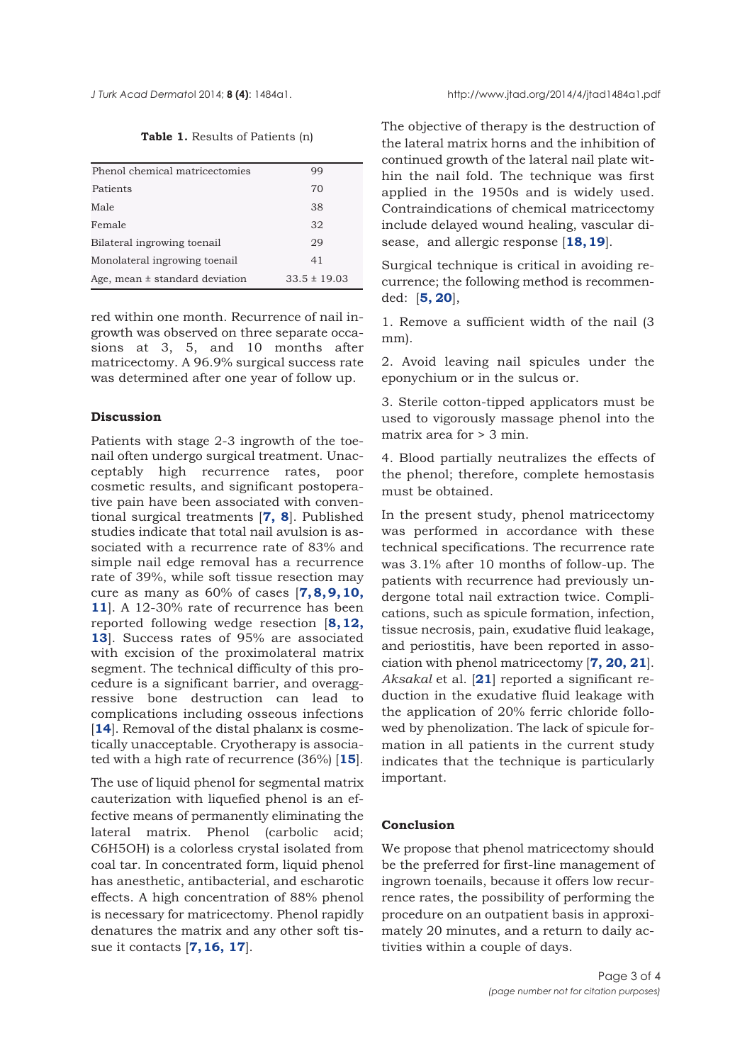**Table 1.** Results of Patients (n)

| | |
|---|---|
| Phenol chemical matricectomies | 99 |
| Patients | 70 |
| Male | 38 |
| Female | 32 |
| Bilateral ingrowing toenail | 29 |
| Monolateral ingrowing toenail | 41 |
| Age, mean ± standard deviation | 33.5 ± 19.03 |

red within one month. Recurrence of nail ingrowth was observed on three separate occasions at 3, 5, and 10 months after matricectomy. A 96.9% surgical success rate was determined after one year of follow up.

## Discussion

Patients with stage 2-3 ingrowth of the toenail often undergo surgical treatment. Unacceptably high recurrence rates, poor cosmetic results, and significant postoperative pain have been associated with conventional surgical treatments [7, 8]. Published studies indicate that total nail avulsion is associated with a recurrence rate of 83% and simple nail edge removal has a recurrence rate of 39%, while soft tissue resection may cure as many as 60% of cases [7, 8, 9, 10, 11]. A 12-30% rate of recurrence has been reported following wedge resection [8, 12, 13]. Success rates of 95% are associated with excision of the proximolateral matrix segment. The technical difficulty of this procedure is a significant barrier, and overaggressive bone destruction can lead to complications including osseous infections [14]. Removal of the distal phalanx is cosmetically unacceptable. Cryotherapy is associated with a high rate of recurrence (36%) [15].

The use of liquid phenol for segmental matrix cauterization with liquefied phenol is an effective means of permanently eliminating the lateral matrix. Phenol (carbolic acid; $C_6H_5OH$) is a colorless crystal isolated from coal tar. In concentrated form, liquid phenol has anesthetic, antibacterial, and escharotic effects. A high concentration of 88% phenol is necessary for matricectomy. Phenol rapidly denatures the matrix and any other soft tissue it contacts [7, 16, 17].

The objective of therapy is the destruction of the lateral matrix horns and the inhibition of continued growth of the lateral nail plate within the nail fold. The technique was first applied in the 1950s and is widely used. Contraindications of chemical matricectomy include delayed wound healing, vascular disease, and allergic response [18, 19].

Surgical technique is critical in avoiding recurrence; the following method is recommended: [5, 20],

1. Remove a sufficient width of the nail (3 mm).

2. Avoid leaving nail spicules under the eponychium or in the sulcus or.

3. Sterile cotton-tipped applicators must be used to vigorously massage phenol into the matrix area for > 3 min.

4. Blood partially neutralizes the effects of the phenol; therefore, complete hemostasis must be obtained.

In the present study, phenol matricectomy was performed in accordance with these technical specifications. The recurrence rate was 3.1% after 10 months of follow-up. The patients with recurrence had previously undergone total nail extraction twice. Complications, such as spicule formation, infection, tissue necrosis, pain, exudative fluid leakage, and periostitis, have been reported in association with phenol matricectomy [7, 20, 21]. *Aksakal* et al. [21] reported a significant reduction in the exudative fluid leakage with the application of 20% ferric chloride followed by phenolization. The lack of spicule formation in all patients in the current study indicates that the technique is particularly important.

## Conclusion

We propose that phenol matricectomy should be the preferred for first-line management of ingrown toenails, because it offers low recurrence rates, the possibility of performing the procedure on an outpatient basis in approximately 20 minutes, and a return to daily activities within a couple of days.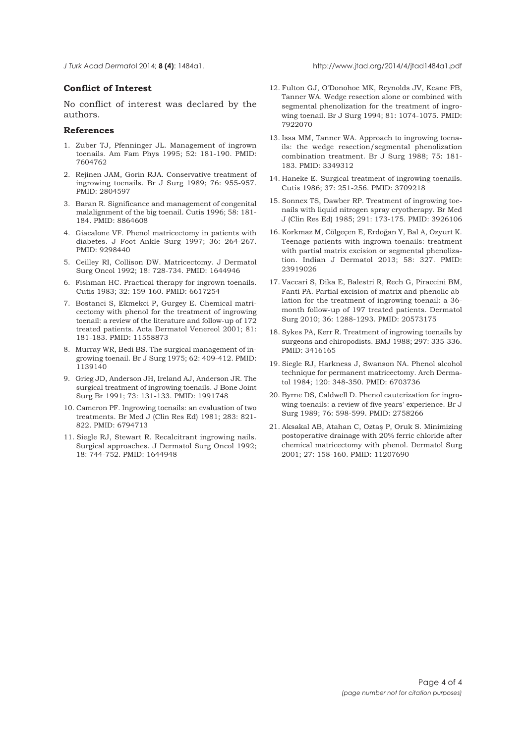## Conflict of Interest

No conflict of interest was declared by the authors.

## References

1. Zuber TJ, Pfenninger JL. Management of ingrown toenails. Am Fam Phys 1995; 52: 181-190. PMID: 7604762
2. Rejinen JAM, Gorin RJA. Conservative treatment of ingrowing toenails. Br J Surg 1989; 76: 955-957. PMID: 2804597
3. Baran R. Significance and management of congenital malalignment of the big toenail. Cutis 1996; 58: 181-184. PMID: 8864608
4. Giacalone VF. Phenol matricectomy in patients with diabetes. J Foot Ankle Surg 1997; 36: 264-267. PMID: 9298440
5. Ceilley RI, Collison DW. Matricectomy. J Dermatol Surg Oncol 1992; 18: 728-734. PMID: 1644946
6. Fishman HC. Practical therapy for ingrown toenails. Cutis 1983; 32: 159-160. PMID: 6617254
7. Bostanci S, Ekmekci P, Gurgey E. Chemical matricectomy with phenol for the treatment of ingrowing toenail: a review of the literature and follow-up of 172 treated patients. Acta Dermatol Venereol 2001; 81: 181-183. PMID: 11558873
8. Murray WR, Bedi BS. The surgical management of ingrowing toenail. Br J Surg 1975; 62: 409-412. PMID: 1139140
9. Grieg JD, Anderson JH, Ireland AJ, Anderson JR. The surgical treatment of ingrowing toenails. J Bone Joint Surg Br 1991; 73: 131-133. PMID: 1991748
10. Cameron PF. Ingrowing toenails: an evaluation of two treatments. Br Med J (Clin Res Ed) 1981; 283: 821-822. PMID: 6794713
11. Siegle RJ, Stewart R. Recalcitrant ingrowing nails. Surgical approaches. J Dermatol Surg Oncol 1992; 18: 744-752. PMID: 1644948
12. Fulton GJ, O'Donohoe MK, Reynolds JV, Keane FB, Tanner WA. Wedge resection alone or combined with segmental phenolization for the treatment of ingrowing toenail. Br J Surg 1994; 81: 1074-1075. PMID: 7922070
13. Issa MM, Tanner WA. Approach to ingrowing toenails: the wedge resection/segmental phenolization combination treatment. Br J Surg 1988; 75: 181-183. PMID: 3349312
14. Haneke E. Surgical treatment of ingrowing toenails. Cutis 1986; 37: 251-256. PMID: 3709218
15. Sonnex TS, Dawber RP. Treatment of ingrowing toenails with liquid nitrogen spray cryotherapy. Br Med J (Clin Res Ed) 1985; 291: 173-175. PMID: 3926106
16. Korkmaz M, Cölgeçen E, Erdoğan Y, Bal A, Ozyurt K. Teenage patients with ingrown toenails: treatment with partial matrix excision or segmental phenolization. Indian J Dermatol 2013; 58: 327. PMID: 23919026
17. Vaccari S, Dika E, Balestri R, Rech G, Piraccini BM, Fanti PA. Partial excision of matrix and phenolic ablation for the treatment of ingrowing toenail: a 36-month follow-up of 197 treated patients. Dermatol Surg 2010; 36: 1288-1293. PMID: 20573175
18. Sykes PA, Kerr R. Treatment of ingrowing toenails by surgeons and chiropodists. BMJ 1988; 297: 335-336. PMID: 3416165
19. Siegle RJ, Harkness J, Swanson NA. Phenol alcohol technique for permanent matricectomy. Arch Dermatol 1984; 120: 348-350. PMID: 6703736
20. Byrne DS, Caldwell D. Phenol cauterization for ingrowing toenails: a review of five years' experience. Br J Surg 1989; 76: 598-599. PMID: 2758266
21. Aksakal AB, Atahan C, Oztaş P, Oruk S. Minimizing postoperative drainage with 20% ferric chloride after chemical matricectomy with phenol. Dermatol Surg 2001; 27: 158-160. PMID: 11207690